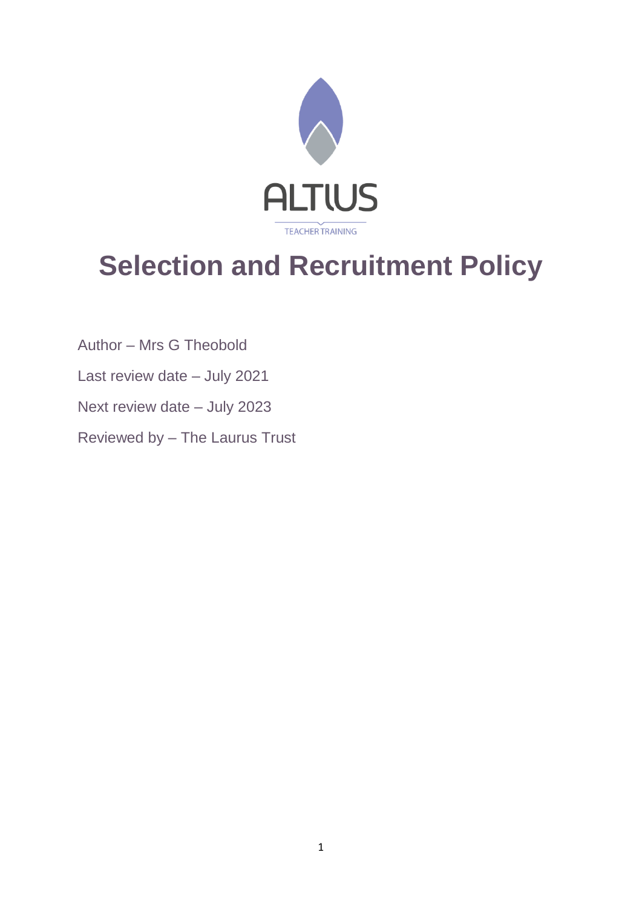ALTIUS

TEACHER TRAINING

# Selection and Recruitment Policy

Author – Mrs G Theobold

Last review date – July 2021

Next review date – July 2023

Reviewed by – The Laurus Trust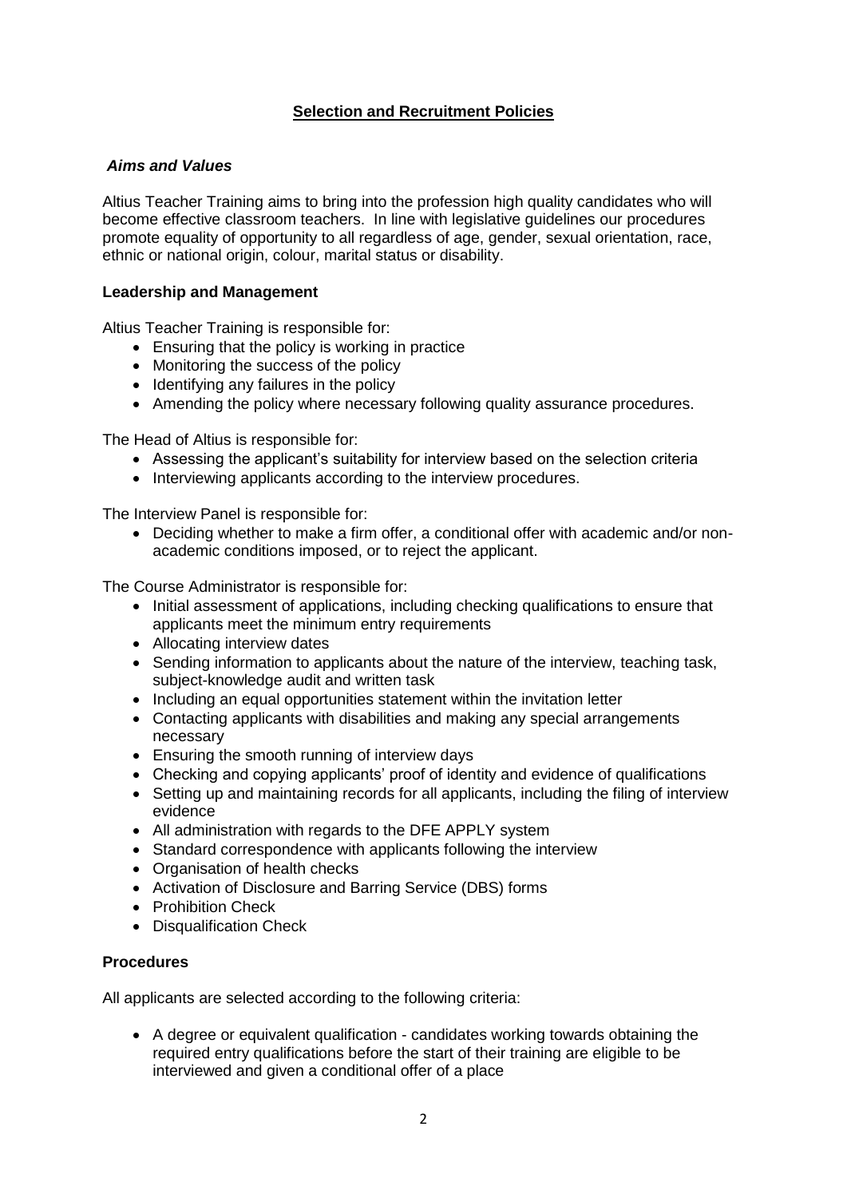## Selection and Recruitment Policies

### *Aims and Values*

Altius Teacher Training aims to bring into the profession high quality candidates who will become effective classroom teachers. In line with legislative guidelines our procedures promote equality of opportunity to all regardless of age, gender, sexual orientation, race, ethnic or national origin, colour, marital status or disability.

### Leadership and Management

Altius Teacher Training is responsible for:

- Ensuring that the policy is working in practice
- Monitoring the success of the policy
- Identifying any failures in the policy
- Amending the policy where necessary following quality assurance procedures.

The Head of Altius is responsible for:

- Assessing the applicant's suitability for interview based on the selection criteria
- Interviewing applicants according to the interview procedures.

The Interview Panel is responsible for:

- Deciding whether to make a firm offer, a conditional offer with academic and/or non-academic conditions imposed, or to reject the applicant.

The Course Administrator is responsible for:

- Initial assessment of applications, including checking qualifications to ensure that applicants meet the minimum entry requirements
- Allocating interview dates
- Sending information to applicants about the nature of the interview, teaching task, subject-knowledge audit and written task
- Including an equal opportunities statement within the invitation letter
- Contacting applicants with disabilities and making any special arrangements necessary
- Ensuring the smooth running of interview days
- Checking and copying applicants' proof of identity and evidence of qualifications
- Setting up and maintaining records for all applicants, including the filing of interview evidence
- All administration with regards to the DFE APPLY system
- Standard correspondence with applicants following the interview
- Organisation of health checks
- Activation of Disclosure and Barring Service (DBS) forms
- Prohibition Check
- Disqualification Check

### Procedures

All applicants are selected according to the following criteria:

- A degree or equivalent qualification - candidates working towards obtaining the required entry qualifications before the start of their training are eligible to be interviewed and given a conditional offer of a place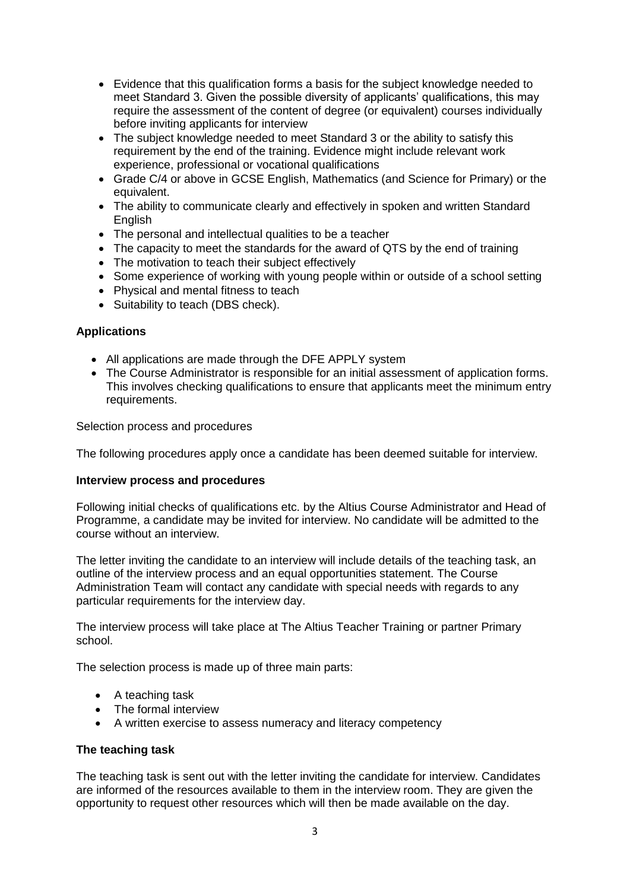- Evidence that this qualification forms a basis for the subject knowledge needed to meet Standard 3. Given the possible diversity of applicants' qualifications, this may require the assessment of the content of degree (or equivalent) courses individually before inviting applicants for interview
- The subject knowledge needed to meet Standard 3 or the ability to satisfy this requirement by the end of the training. Evidence might include relevant work experience, professional or vocational qualifications
- Grade C/4 or above in GCSE English, Mathematics (and Science for Primary) or the equivalent.
- The ability to communicate clearly and effectively in spoken and written Standard English
- The personal and intellectual qualities to be a teacher
- The capacity to meet the standards for the award of QTS by the end of training
- The motivation to teach their subject effectively
- Some experience of working with young people within or outside of a school setting
- Physical and mental fitness to teach
- Suitability to teach (DBS check).

**Applications**

- All applications are made through the DFE APPLY system
- The Course Administrator is responsible for an initial assessment of application forms. This involves checking qualifications to ensure that applicants meet the minimum entry requirements.

Selection process and procedures

The following procedures apply once a candidate has been deemed suitable for interview.

**Interview process and procedures**

Following initial checks of qualifications etc. by the Altius Course Administrator and Head of Programme, a candidate may be invited for interview. No candidate will be admitted to the course without an interview.

The letter inviting the candidate to an interview will include details of the teaching task, an outline of the interview process and an equal opportunities statement. The Course Administration Team will contact any candidate with special needs with regards to any particular requirements for the interview day.

The interview process will take place at The Altius Teacher Training or partner Primary school.

The selection process is made up of three main parts:

- A teaching task
- The formal interview
- A written exercise to assess numeracy and literacy competency

**The teaching task**

The teaching task is sent out with the letter inviting the candidate for interview. Candidates are informed of the resources available to them in the interview room. They are given the opportunity to request other resources which will then be made available on the day.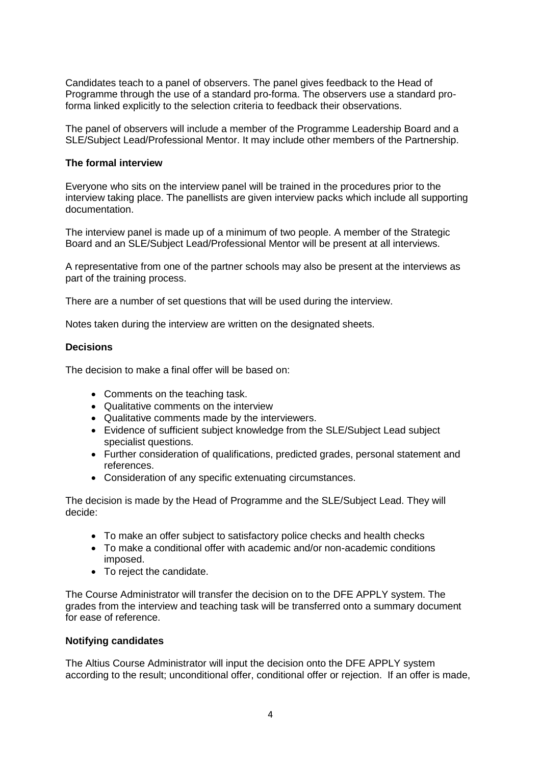Candidates teach to a panel of observers. The panel gives feedback to the Head of Programme through the use of a standard pro-forma. The observers use a standard pro-forma linked explicitly to the selection criteria to feedback their observations.

The panel of observers will include a member of the Programme Leadership Board and a SLE/Subject Lead/Professional Mentor. It may include other members of the Partnership.

**The formal interview**

Everyone who sits on the interview panel will be trained in the procedures prior to the interview taking place. The panellists are given interview packs which include all supporting documentation.

The interview panel is made up of a minimum of two people. A member of the Strategic Board and an SLE/Subject Lead/Professional Mentor will be present at all interviews.

A representative from one of the partner schools may also be present at the interviews as part of the training process.

There are a number of set questions that will be used during the interview.

Notes taken during the interview are written on the designated sheets.

**Decisions**

The decision to make a final offer will be based on:

- Comments on the teaching task.
- Qualitative comments on the interview
- Qualitative comments made by the interviewers.
- Evidence of sufficient subject knowledge from the SLE/Subject Lead subject specialist questions.
- Further consideration of qualifications, predicted grades, personal statement and references.
- Consideration of any specific extenuating circumstances.

The decision is made by the Head of Programme and the SLE/Subject Lead. They will decide:

- To make an offer subject to satisfactory police checks and health checks
- To make a conditional offer with academic and/or non-academic conditions imposed.
- To reject the candidate.

The Course Administrator will transfer the decision on to the DFE APPLY system. The grades from the interview and teaching task will be transferred onto a summary document for ease of reference.

**Notifying candidates**

The Altius Course Administrator will input the decision onto the DFE APPLY system according to the result; unconditional offer, conditional offer or rejection. If an offer is made,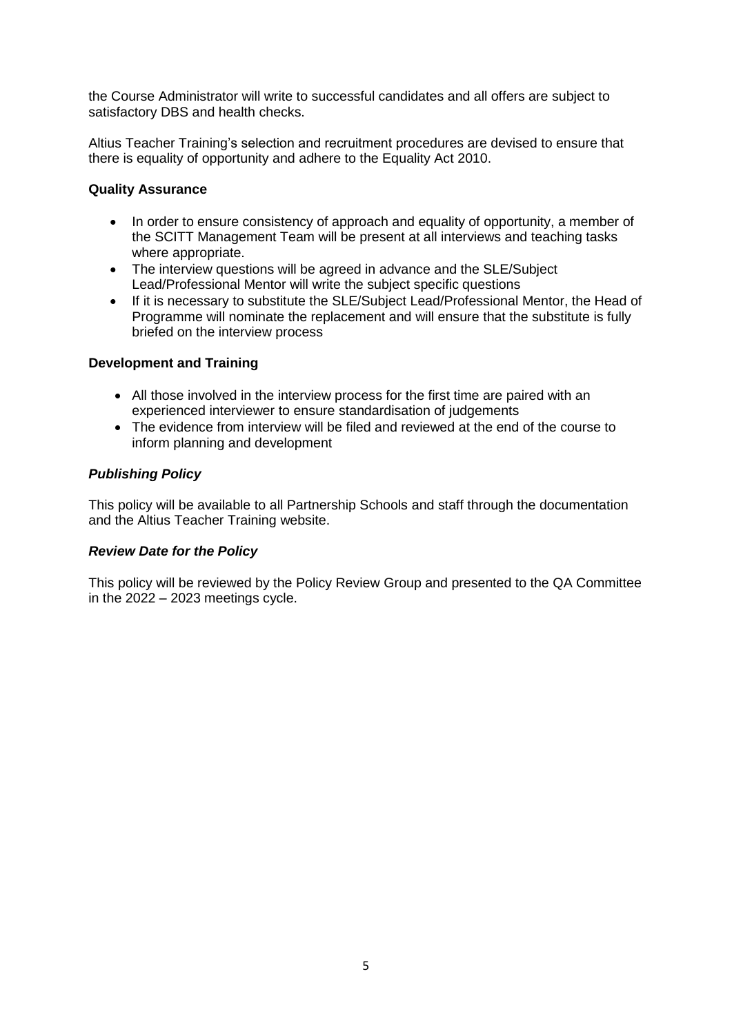the Course Administrator will write to successful candidates and all offers are subject to satisfactory DBS and health checks.

Altius Teacher Training's selection and recruitment procedures are devised to ensure that there is equality of opportunity and adhere to the Equality Act 2010.

**Quality Assurance**

- In order to ensure consistency of approach and equality of opportunity, a member of the SCITT Management Team will be present at all interviews and teaching tasks where appropriate.
- The interview questions will be agreed in advance and the SLE/Subject Lead/Professional Mentor will write the subject specific questions
- If it is necessary to substitute the SLE/Subject Lead/Professional Mentor, the Head of Programme will nominate the replacement and will ensure that the substitute is fully briefed on the interview process

**Development and Training**

- All those involved in the interview process for the first time are paired with an experienced interviewer to ensure standardisation of judgements
- The evidence from interview will be filed and reviewed at the end of the course to inform planning and development

***Publishing Policy***

This policy will be available to all Partnership Schools and staff through the documentation and the Altius Teacher Training website.

***Review Date for the Policy***

This policy will be reviewed by the Policy Review Group and presented to the QA Committee in the 2022 – 2023 meetings cycle.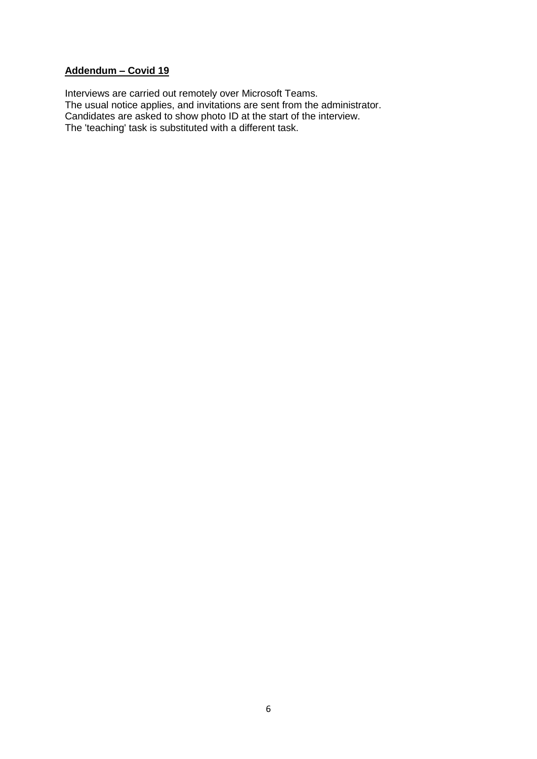**Addendum – Covid 19**

Interviews are carried out remotely over Microsoft Teams.
The usual notice applies, and invitations are sent from the administrator.
Candidates are asked to show photo ID at the start of the interview.
The 'teaching' task is substituted with a different task.